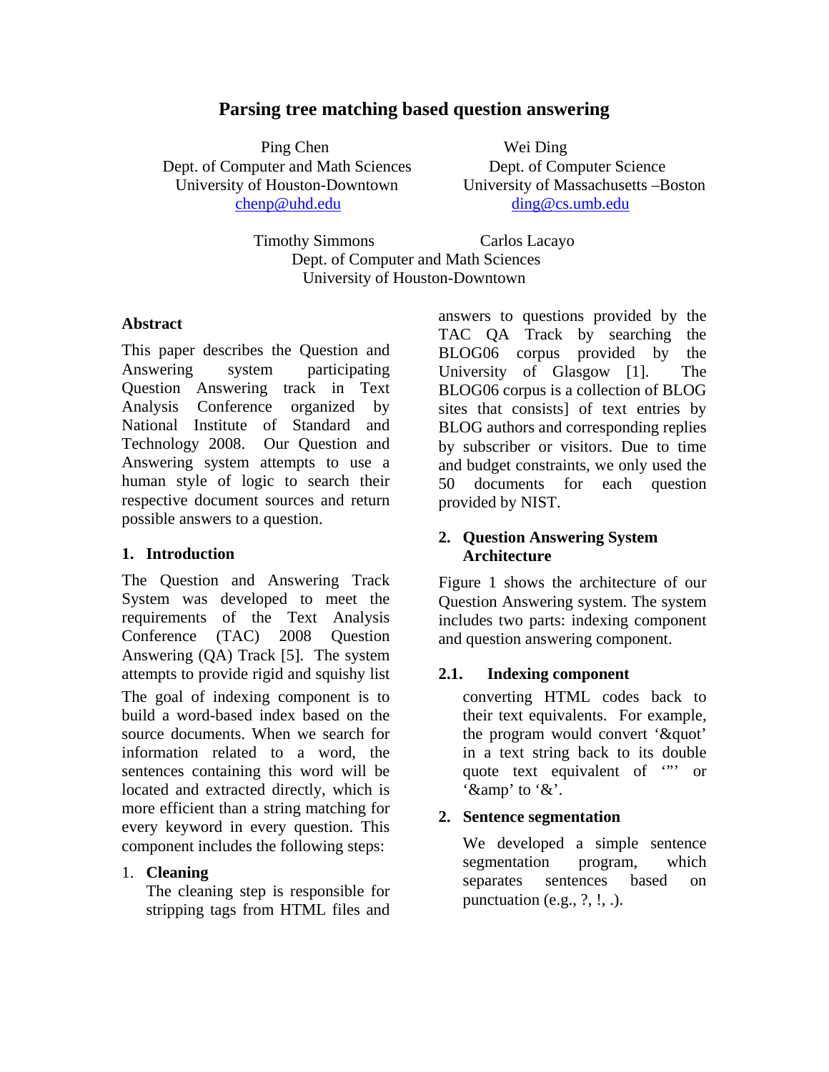# Parsing tree matching based question answering

Ping Chen
Dept. of Computer and Math Sciences
University of Houston-Downtown
chenp@uhd.edu

Wei Ding
Dept. of Computer Science
University of Massachusetts –Boston
ding@cs.umb.edu

Timothy Simmons
Carlos Lacayo
Dept. of Computer and Math Sciences
University of Houston-Downtown

## Abstract

This paper describes the Question and Answering system participating Question Answering track in Text Analysis Conference organized by National Institute of Standard and Technology 2008. Our Question and Answering system attempts to use a human style of logic to search their respective document sources and return possible answers to a question.

## 1. Introduction

The Question and Answering Track System was developed to meet the requirements of the Text Analysis Conference (TAC) 2008 Question Answering (QA) Track [5]. The system attempts to provide rigid and squishy list answers to questions provided by the TAC QA Track by searching the BLOG06 corpus provided by the University of Glasgow [1]. The BLOG06 corpus is a collection of BLOG sites that consists] of text entries by BLOG authors and corresponding replies by subscriber or visitors. Due to time and budget constraints, we only used the 50 documents for each question provided by NIST.

## 2. Question Answering System Architecture

Figure 1 shows the architecture of our Question Answering system. The system includes two parts: indexing component and question answering component.

### 2.1. Indexing component

The goal of indexing component is to build a word-based index based on the source documents. When we search for information related to a word, the sentences containing this word will be located and extracted directly, which is more efficient than a string matching for every keyword in every question. This component includes the following steps:

1. **Cleaning**
   The cleaning step is responsible for stripping tags from HTML files and converting HTML codes back to their text equivalents. For example, the program would convert '&quot' in a text string back to its double quote text equivalent of '"' or '&amp' to '&'.

2. **Sentence segmentation**
   We developed a simple sentence segmentation program, which separates sentences based on punctuation (e.g., ?, !, .).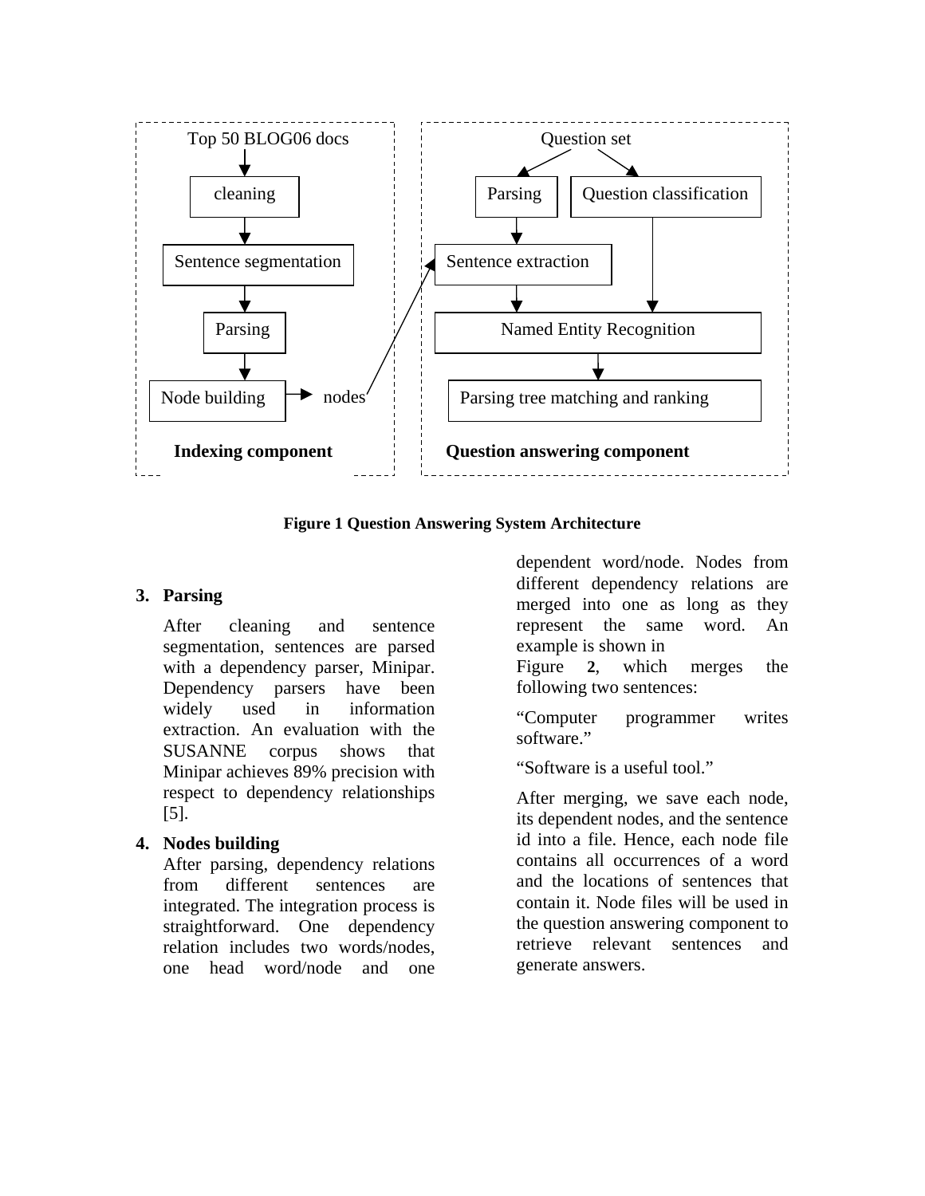Top 50 BLOG06 docs → cleaning → Sentence segmentation → Parsing → Node building → nodes

**Indexing component**

Question set → Parsing / Question classification → Sentence extraction → Named Entity Recognition → Parsing tree matching and ranking

**Question answering component**

**Figure 1 Question Answering System Architecture**

### 3. Parsing

After cleaning and sentence segmentation, sentences are parsed with a dependency parser, Minipar. Dependency parsers have been widely used in information extraction. An evaluation with the SUSANNE corpus shows that Minipar achieves 89% precision with respect to dependency relationships [5].

### 4. Nodes building

After parsing, dependency relations from different sentences are integrated. The integration process is straightforward. One dependency relation includes two words/nodes, one head word/node and one dependent word/node. Nodes from different dependency relations are merged into one as long as they represent the same word. An example is shown in Figure **2**, which merges the following two sentences:

"Computer programmer writes software."

"Software is a useful tool."

After merging, we save each node, its dependent nodes, and the sentence id into a file. Hence, each node file contains all occurrences of a word and the locations of sentences that contain it. Node files will be used in the question answering component to retrieve relevant sentences and generate answers.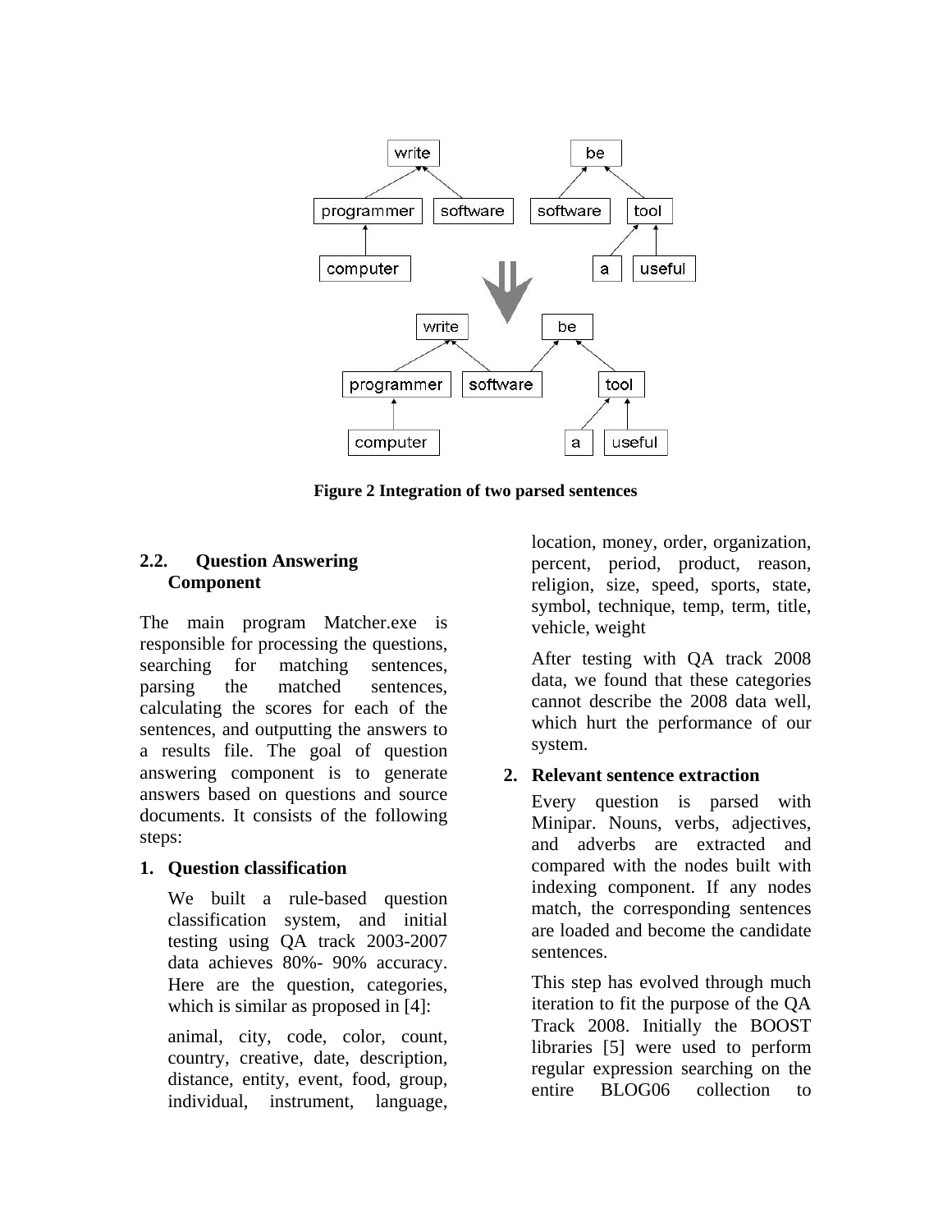**Figure 2 Integration of two parsed sentences**

## 2.2. Question Answering Component

The main program Matcher.exe is responsible for processing the questions, searching for matching sentences, parsing the matched sentences, calculating the scores for each of the sentences, and outputting the answers to a results file. The goal of question answering component is to generate answers based on questions and source documents. It consists of the following steps:

1. **Question classification**

   We built a rule-based question classification system, and initial testing using QA track 2003-2007 data achieves 80%- 90% accuracy. Here are the question, categories, which is similar as proposed in [4]:

   animal, city, code, color, count, country, creative, date, description, distance, entity, event, food, group, individual, instrument, language, location, money, order, organization, percent, period, product, reason, religion, size, speed, sports, state, symbol, technique, temp, term, title, vehicle, weight

   After testing with QA track 2008 data, we found that these categories cannot describe the 2008 data well, which hurt the performance of our system.

2. **Relevant sentence extraction**

   Every question is parsed with Minipar. Nouns, verbs, adjectives, and adverbs are extracted and compared with the nodes built with indexing component. If any nodes match, the corresponding sentences are loaded and become the candidate sentences.

   This step has evolved through much iteration to fit the purpose of the QA Track 2008. Initially the BOOST libraries [5] were used to perform regular expression searching on the entire BLOG06 collection to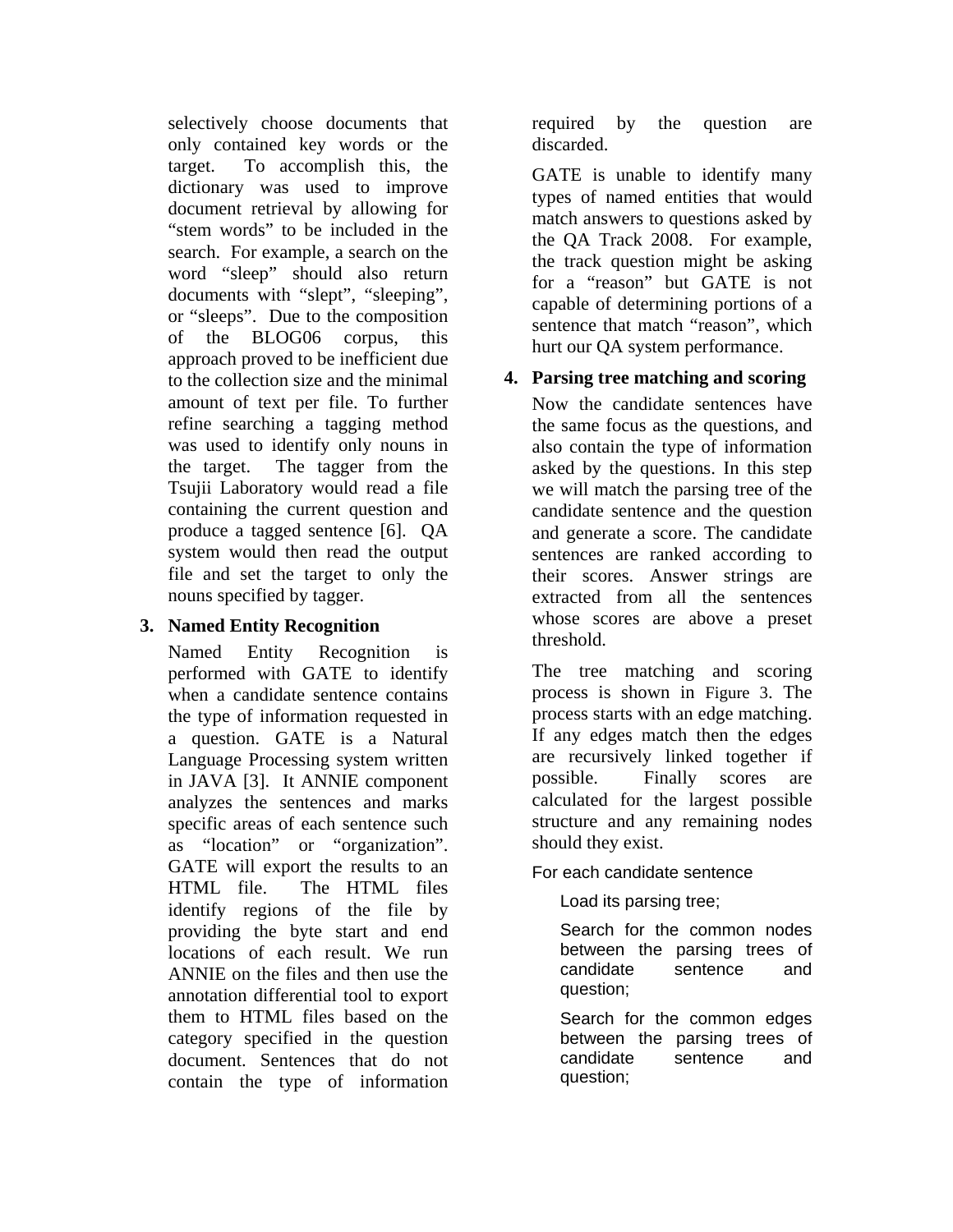selectively choose documents that only contained key words or the target. To accomplish this, the dictionary was used to improve document retrieval by allowing for "stem words" to be included in the search. For example, a search on the word "sleep" should also return documents with "slept", "sleeping", or "sleeps". Due to the composition of the BLOG06 corpus, this approach proved to be inefficient due to the collection size and the minimal amount of text per file. To further refine searching a tagging method was used to identify only nouns in the target. The tagger from the Tsujii Laboratory would read a file containing the current question and produce a tagged sentence [6]. QA system would then read the output file and set the target to only the nouns specified by tagger.

3. **Named Entity Recognition**

Named Entity Recognition is performed with GATE to identify when a candidate sentence contains the type of information requested in a question. GATE is a Natural Language Processing system written in JAVA [3]. It ANNIE component analyzes the sentences and marks specific areas of each sentence such as "location" or "organization". GATE will export the results to an HTML file. The HTML files identify regions of the file by providing the byte start and end locations of each result. We run ANNIE on the files and then use the annotation differential tool to export them to HTML files based on the category specified in the question document. Sentences that do not contain the type of information required by the question are discarded.

GATE is unable to identify many types of named entities that would match answers to questions asked by the QA Track 2008. For example, the track question might be asking for a "reason" but GATE is not capable of determining portions of a sentence that match "reason", which hurt our QA system performance.

4. **Parsing tree matching and scoring**

Now the candidate sentences have the same focus as the questions, and also contain the type of information asked by the questions. In this step we will match the parsing tree of the candidate sentence and the question and generate a score. The candidate sentences are ranked according to their scores. Answer strings are extracted from all the sentences whose scores are above a preset threshold.

The tree matching and scoring process is shown in Figure 3. The process starts with an edge matching. If any edges match then the edges are recursively linked together if possible. Finally scores are calculated for the largest possible structure and any remaining nodes should they exist.

For each candidate sentence

> Load its parsing tree;
>
> Search for the common nodes between the parsing trees of candidate sentence and question;
>
> Search for the common edges between the parsing trees of candidate sentence and question;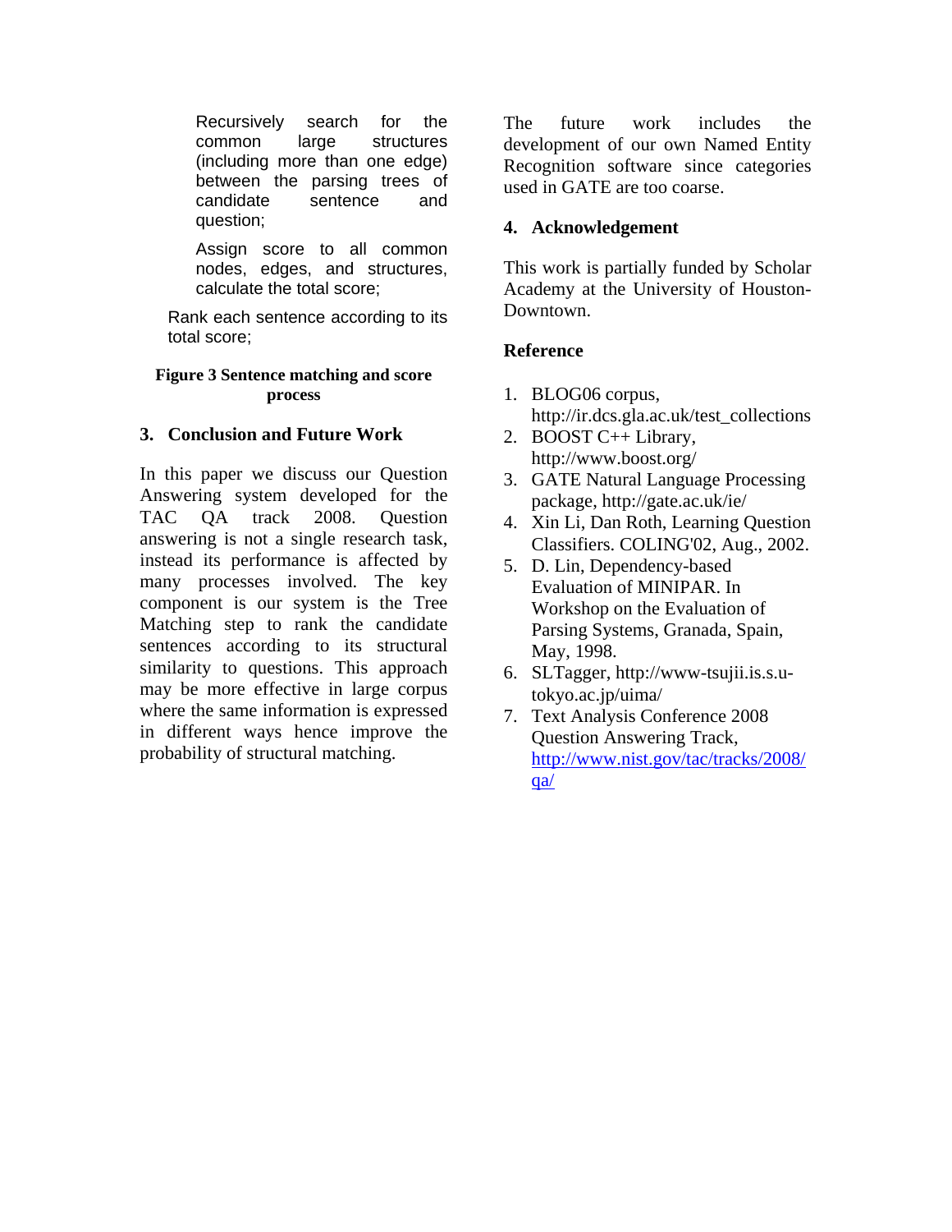Recursively search for the common large structures (including more than one edge) between the parsing trees of candidate sentence and question;

Assign score to all common nodes, edges, and structures, calculate the total score;

Rank each sentence according to its total score;

**Figure 3 Sentence matching and score process**

## 3. Conclusion and Future Work

In this paper we discuss our Question Answering system developed for the TAC QA track 2008. Question answering is not a single research task, instead its performance is affected by many processes involved. The key component is our system is the Tree Matching step to rank the candidate sentences according to its structural similarity to questions. This approach may be more effective in large corpus where the same information is expressed in different ways hence improve the probability of structural matching.

The future work includes the development of our own Named Entity Recognition software since categories used in GATE are too coarse.

## 4. Acknowledgement

This work is partially funded by Scholar Academy at the University of Houston-Downtown.

## Reference

1. BLOG06 corpus, http://ir.dcs.gla.ac.uk/test_collections
2. BOOST C++ Library, http://www.boost.org/
3. GATE Natural Language Processing package, http://gate.ac.uk/ie/
4. Xin Li, Dan Roth, Learning Question Classifiers. COLING'02, Aug., 2002.
5. D. Lin, Dependency-based Evaluation of MINIPAR. In Workshop on the Evaluation of Parsing Systems, Granada, Spain, May, 1998.
6. SLTagger, http://www-tsujii.is.s.u-tokyo.ac.jp/uima/
7. Text Analysis Conference 2008 Question Answering Track, http://www.nist.gov/tac/tracks/2008/qa/